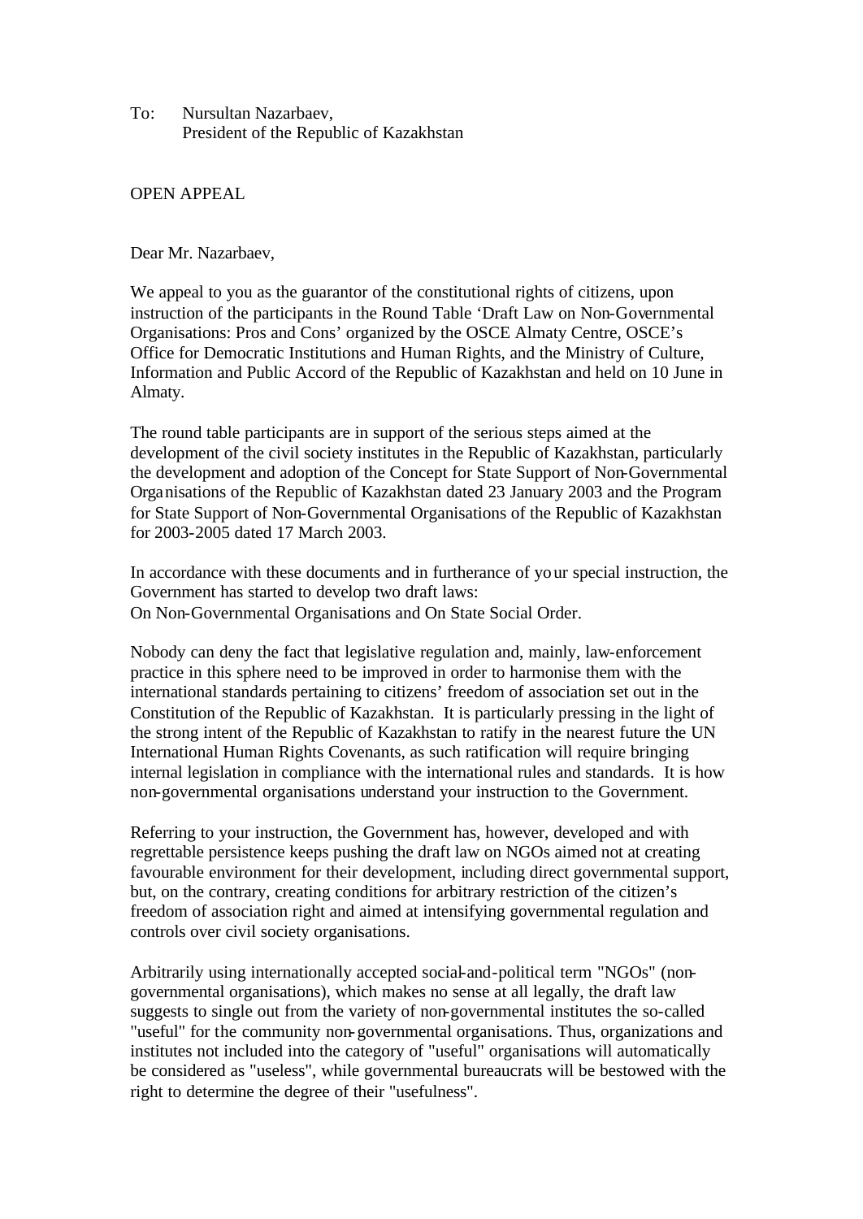To: Nursultan Nazarbaev,
President of the Republic of Kazakhstan

OPEN APPEAL

Dear Mr. Nazarbaev,

We appeal to you as the guarantor of the constitutional rights of citizens, upon instruction of the participants in the Round Table 'Draft Law on Non-Governmental Organisations: Pros and Cons' organized by the OSCE Almaty Centre, OSCE's Office for Democratic Institutions and Human Rights, and the Ministry of Culture, Information and Public Accord of the Republic of Kazakhstan and held on 10 June in Almaty.

The round table participants are in support of the serious steps aimed at the development of the civil society institutes in the Republic of Kazakhstan, particularly the development and adoption of the Concept for State Support of Non-Governmental Organisations of the Republic of Kazakhstan dated 23 January 2003 and the Program for State Support of Non-Governmental Organisations of the Republic of Kazakhstan for 2003-2005 dated 17 March 2003.

In accordance with these documents and in furtherance of your special instruction, the Government has started to develop two draft laws:
On Non-Governmental Organisations and On State Social Order.

Nobody can deny the fact that legislative regulation and, mainly, law-enforcement practice in this sphere need to be improved in order to harmonise them with the international standards pertaining to citizens' freedom of association set out in the Constitution of the Republic of Kazakhstan. It is particularly pressing in the light of the strong intent of the Republic of Kazakhstan to ratify in the nearest future the UN International Human Rights Covenants, as such ratification will require bringing internal legislation in compliance with the international rules and standards. It is how non-governmental organisations understand your instruction to the Government.

Referring to your instruction, the Government has, however, developed and with regrettable persistence keeps pushing the draft law on NGOs aimed not at creating favourable environment for their development, including direct governmental support, but, on the contrary, creating conditions for arbitrary restriction of the citizen's freedom of association right and aimed at intensifying governmental regulation and controls over civil society organisations.

Arbitrarily using internationally accepted social-and-political term "NGOs" (non-governmental organisations), which makes no sense at all legally, the draft law suggests to single out from the variety of non-governmental institutes the so-called "useful" for the community non-governmental organisations. Thus, organizations and institutes not included into the category of "useful" organisations will automatically be considered as "useless", while governmental bureaucrats will be bestowed with the right to determine the degree of their "usefulness".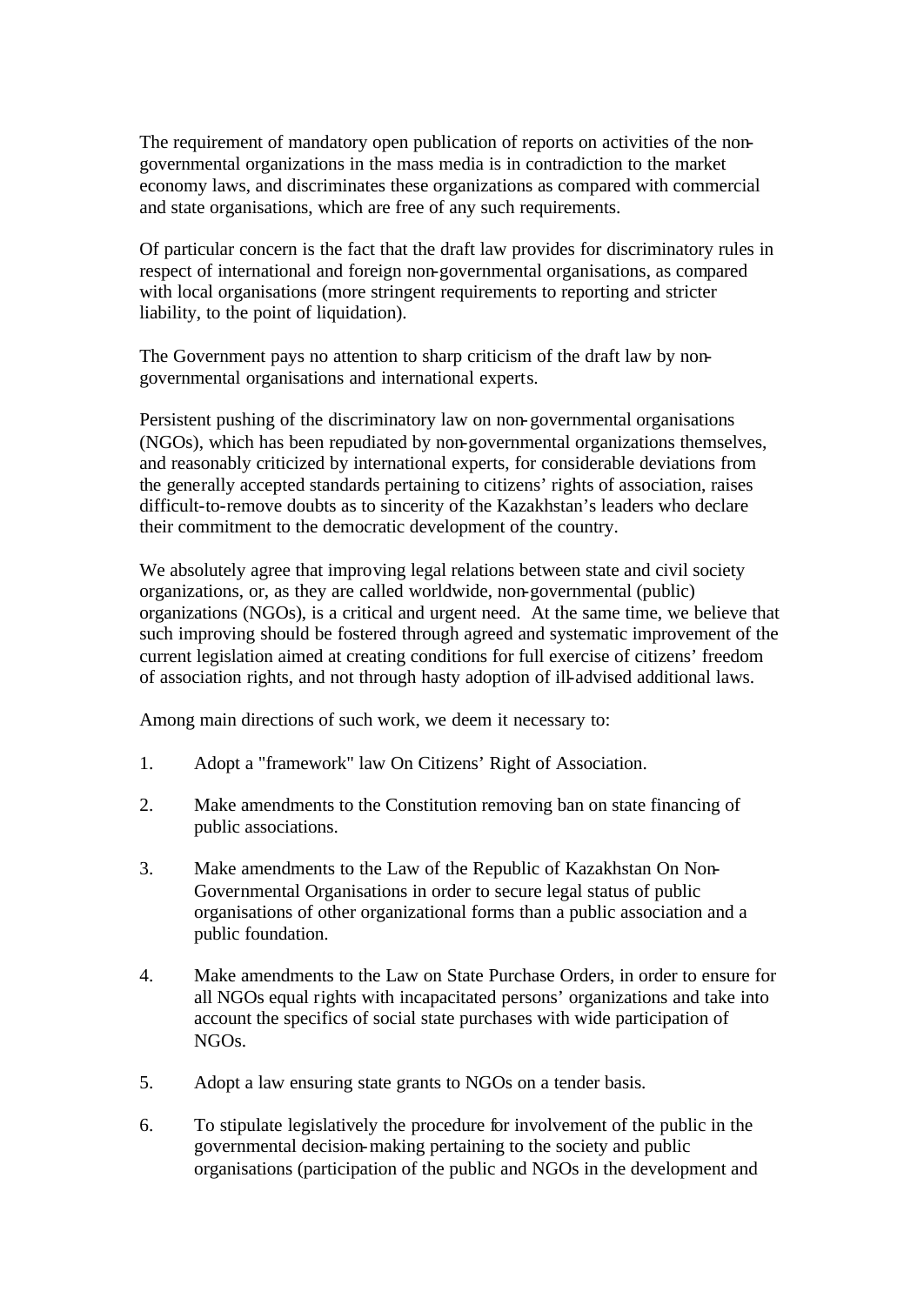The requirement of mandatory open publication of reports on activities of the non-governmental organizations in the mass media is in contradiction to the market economy laws, and discriminates these organizations as compared with commercial and state organisations, which are free of any such requirements.

Of particular concern is the fact that the draft law provides for discriminatory rules in respect of international and foreign non-governmental organisations, as compared with local organisations (more stringent requirements to reporting and stricter liability, to the point of liquidation).

The Government pays no attention to sharp criticism of the draft law by non-governmental organisations and international experts.

Persistent pushing of the discriminatory law on non-governmental organisations (NGOs), which has been repudiated by non-governmental organizations themselves, and reasonably criticized by international experts, for considerable deviations from the generally accepted standards pertaining to citizens' rights of association, raises difficult-to-remove doubts as to sincerity of the Kazakhstan's leaders who declare their commitment to the democratic development of the country.

We absolutely agree that improving legal relations between state and civil society organizations, or, as they are called worldwide, non-governmental (public) organizations (NGOs), is a critical and urgent need. At the same time, we believe that such improving should be fostered through agreed and systematic improvement of the current legislation aimed at creating conditions for full exercise of citizens' freedom of association rights, and not through hasty adoption of ill-advised additional laws.

Among main directions of such work, we deem it necessary to:

1. Adopt a "framework" law On Citizens' Right of Association.

2. Make amendments to the Constitution removing ban on state financing of public associations.

3. Make amendments to the Law of the Republic of Kazakhstan On Non-Governmental Organisations in order to secure legal status of public organisations of other organizational forms than a public association and a public foundation.

4. Make amendments to the Law on State Purchase Orders, in order to ensure for all NGOs equal rights with incapacitated persons' organizations and take into account the specifics of social state purchases with wide participation of NGOs.

5. Adopt a law ensuring state grants to NGOs on a tender basis.

6. To stipulate legislatively the procedure for involvement of the public in the governmental decision-making pertaining to the society and public organisations (participation of the public and NGOs in the development and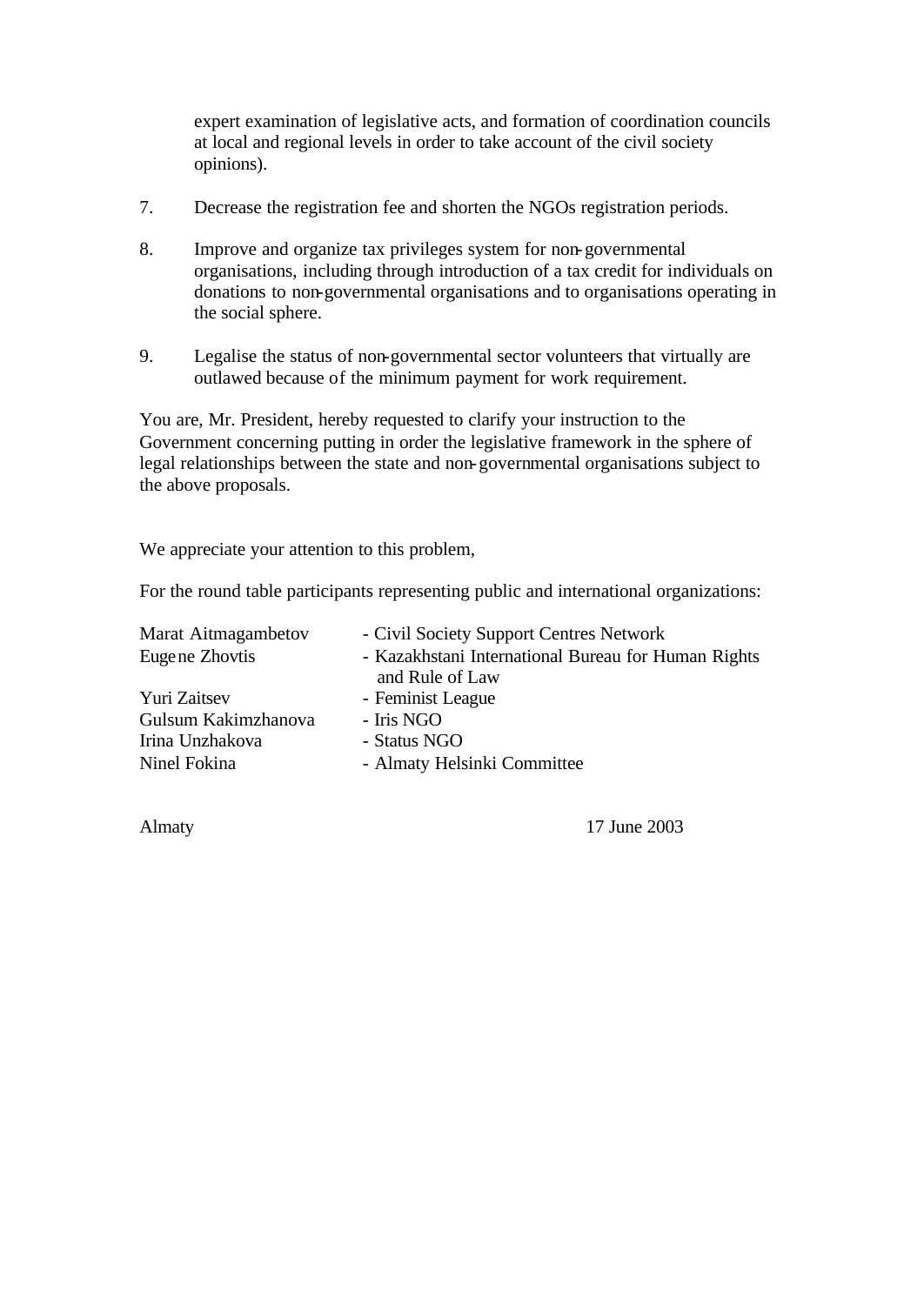expert examination of legislative acts, and formation of coordination councils at local and regional levels in order to take account of the civil society opinions).

7. Decrease the registration fee and shorten the NGOs registration periods.

8. Improve and organize tax privileges system for non-governmental organisations, including through introduction of a tax credit for individuals on donations to non-governmental organisations and to organisations operating in the social sphere.

9. Legalise the status of non-governmental sector volunteers that virtually are outlawed because of the minimum payment for work requirement.

You are, Mr. President, hereby requested to clarify your instruction to the Government concerning putting in order the legislative framework in the sphere of legal relationships between the state and non-governmental organisations subject to the above proposals.

We appreciate your attention to this problem,

For the round table participants representing public and international organizations:

| | |
|---|---|
| Marat Aitmagambetov | - Civil Society Support Centres Network |
| Eugene Zhovtis | - Kazakhstani International Bureau for Human Rights and Rule of Law |
| Yuri Zaitsev | - Feminist League |
| Gulsum Kakimzhanova | - Iris NGO |
| Irina Unzhakova | - Status NGO |
| Ninel Fokina | - Almaty Helsinki Committee |

Almaty 17 June 2003